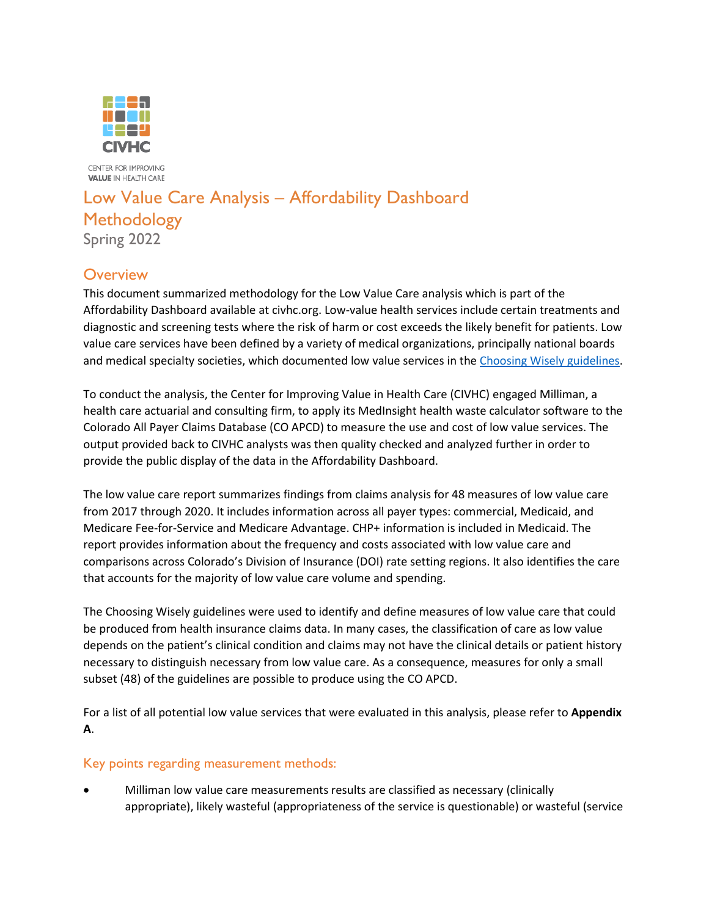CIVHC

CENTER FOR IMPROVING **VALUE** IN HEALTH CARE

# Low Value Care Analysis – Affordability Dashboard Methodology

Spring 2022

## Overview

This document summarized methodology for the Low Value Care analysis which is part of the Affordability Dashboard available at civhc.org. Low-value health services include certain treatments and diagnostic and screening tests where the risk of harm or cost exceeds the likely benefit for patients. Low value care services have been defined by a variety of medical organizations, principally national boards and medical specialty societies, which documented low value services in the Choosing Wisely guidelines.

To conduct the analysis, the Center for Improving Value in Health Care (CIVHC) engaged Milliman, a health care actuarial and consulting firm, to apply its MedInsight health waste calculator software to the Colorado All Payer Claims Database (CO APCD) to measure the use and cost of low value services. The output provided back to CIVHC analysts was then quality checked and analyzed further in order to provide the public display of the data in the Affordability Dashboard.

The low value care report summarizes findings from claims analysis for 48 measures of low value care from 2017 through 2020. It includes information across all payer types: commercial, Medicaid, and Medicare Fee-for-Service and Medicare Advantage. CHP+ information is included in Medicaid. The report provides information about the frequency and costs associated with low value care and comparisons across Colorado's Division of Insurance (DOI) rate setting regions. It also identifies the care that accounts for the majority of low value care volume and spending.

The Choosing Wisely guidelines were used to identify and define measures of low value care that could be produced from health insurance claims data. In many cases, the classification of care as low value depends on the patient's clinical condition and claims may not have the clinical details or patient history necessary to distinguish necessary from low value care. As a consequence, measures for only a small subset (48) of the guidelines are possible to produce using the CO APCD.

For a list of all potential low value services that were evaluated in this analysis, please refer to **Appendix A**.

### Key points regarding measurement methods:

- Milliman low value care measurements results are classified as necessary (clinically appropriate), likely wasteful (appropriateness of the service is questionable) or wasteful (service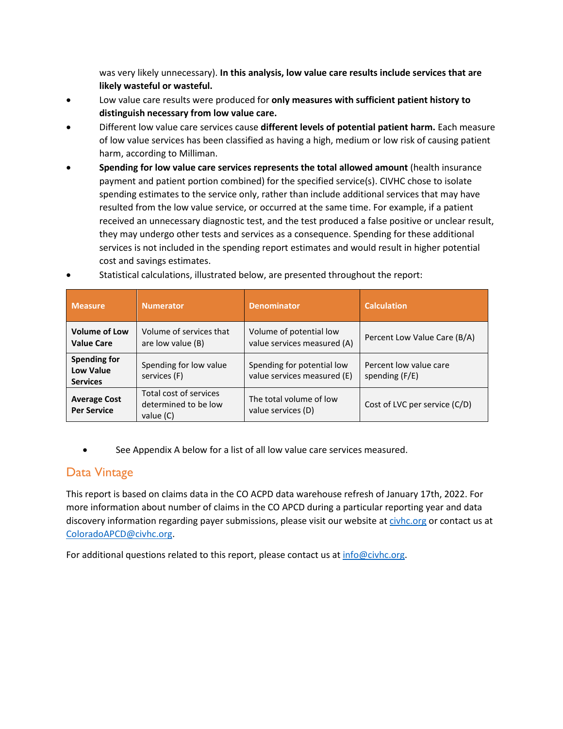was very likely unnecessary). **In this analysis, low value care results include services that are likely wasteful or wasteful.**

- Low value care results were produced for **only measures with sufficient patient history to distinguish necessary from low value care.**
- Different low value care services cause **different levels of potential patient harm.** Each measure of low value services has been classified as having a high, medium or low risk of causing patient harm, according to Milliman.
- **Spending for low value care services represents the total allowed amount** (health insurance payment and patient portion combined) for the specified service(s). CIVHC chose to isolate spending estimates to the service only, rather than include additional services that may have resulted from the low value service, or occurred at the same time. For example, if a patient received an unnecessary diagnostic test, and the test produced a false positive or unclear result, they may undergo other tests and services as a consequence. Spending for these additional services is not included in the spending report estimates and would result in higher potential cost and savings estimates.
- Statistical calculations, illustrated below, are presented throughout the report:

| Measure | Numerator | Denominator | Calculation |
|---|---|---|---|
| **Volume of Low Value Care** | Volume of services that are low value (B) | Volume of potential low value services measured (A) | Percent Low Value Care (B/A) |
| **Spending for Low Value Services** | Spending for low value services (F) | Spending for potential low value services measured (E) | Percent low value care spending (F/E) |
| **Average Cost Per Service** | Total cost of services determined to be low value (C) | The total volume of low value services (D) | Cost of LVC per service (C/D) |

- See Appendix A below for a list of all low value care services measured.

## Data Vintage

This report is based on claims data in the CO ACPD data warehouse refresh of January 17th, 2022. For more information about number of claims in the CO APCD during a particular reporting year and data discovery information regarding payer submissions, please visit our website at civhc.org or contact us at ColoradoAPCD@civhc.org.

For additional questions related to this report, please contact us at info@civhc.org.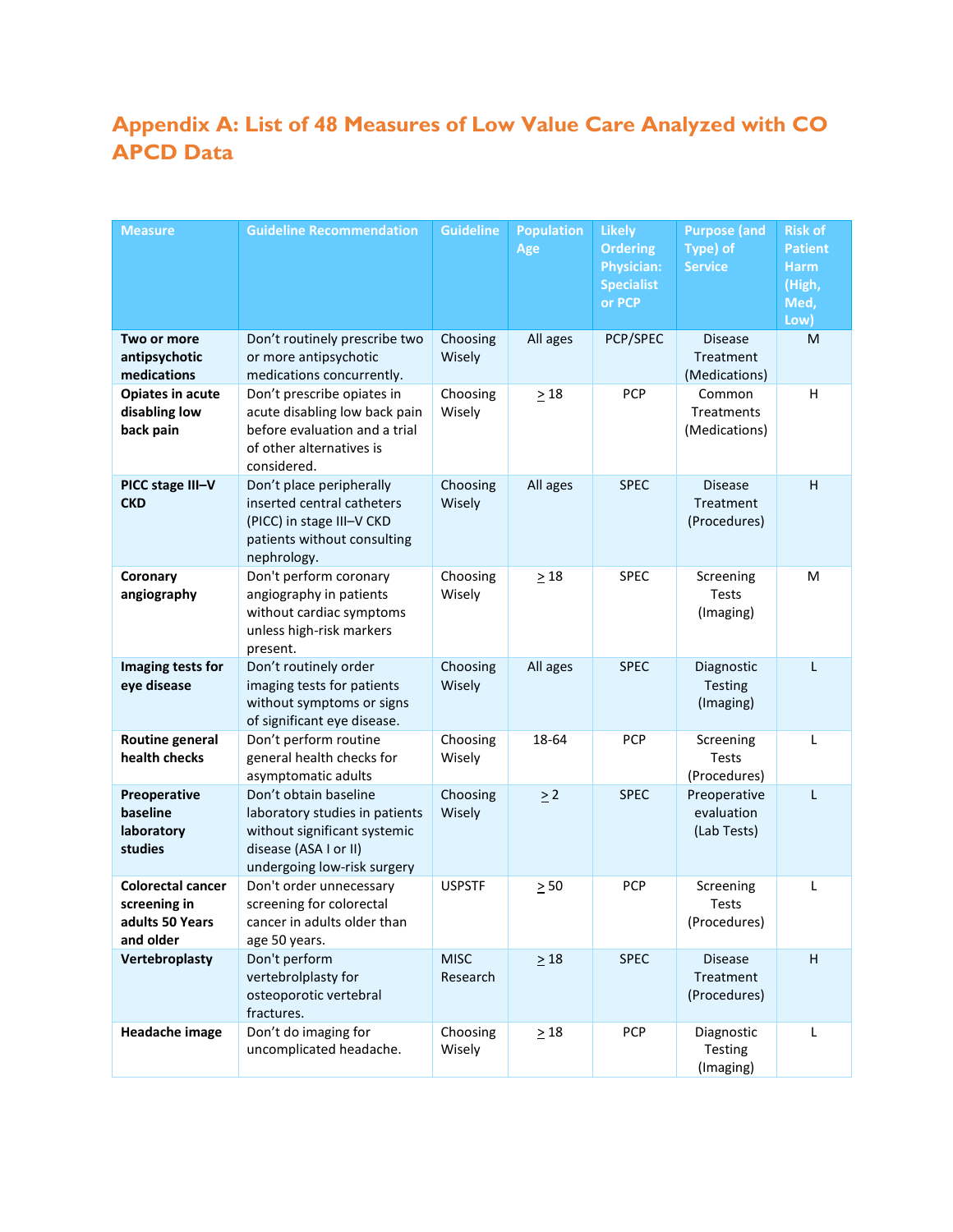# Appendix A: List of 48 Measures of Low Value Care Analyzed with CO APCD Data

| Measure | Guideline Recommendation | Guideline | Population Age | Likely Ordering Physician: Specialist or PCP | Purpose (and Type) of Service | Risk of Patient Harm (High, Med, Low) |
|---|---|---|---|---|---|---|
| **Two or more antipsychotic medications** | Don't routinely prescribe two or more antipsychotic medications concurrently. | Choosing Wisely | All ages | PCP/SPEC | Disease Treatment (Medications) | M |
| **Opiates in acute disabling low back pain** | Don't prescribe opiates in acute disabling low back pain before evaluation and a trial of other alternatives is considered. | Choosing Wisely | ≥ 18 | PCP | Common Treatments (Medications) | H |
| **PICC stage III–V CKD** | Don't place peripherally inserted central catheters (PICC) in stage III–V CKD patients without consulting nephrology. | Choosing Wisely | All ages | SPEC | Disease Treatment (Procedures) | H |
| **Coronary angiography** | Don't perform coronary angiography in patients without cardiac symptoms unless high-risk markers present. | Choosing Wisely | ≥ 18 | SPEC | Screening Tests (Imaging) | M |
| **Imaging tests for eye disease** | Don't routinely order imaging tests for patients without symptoms or signs of significant eye disease. | Choosing Wisely | All ages | SPEC | Diagnostic Testing (Imaging) | L |
| **Routine general health checks** | Don't perform routine general health checks for asymptomatic adults | Choosing Wisely | 18-64 | PCP | Screening Tests (Procedures) | L |
| **Preoperative baseline laboratory studies** | Don't obtain baseline laboratory studies in patients without significant systemic disease (ASA I or II) undergoing low-risk surgery | Choosing Wisely | ≥ 2 | SPEC | Preoperative evaluation (Lab Tests) | L |
| **Colorectal cancer screening in adults 50 Years and older** | Don't order unnecessary screening for colorectal cancer in adults older than age 50 years. | USPSTF | ≥ 50 | PCP | Screening Tests (Procedures) | L |
| **Vertebroplasty** | Don't perform vertebrolplasty for osteoporotic vertebral fractures. | MISC Research | ≥ 18 | SPEC | Disease Treatment (Procedures) | H |
| **Headache image** | Don't do imaging for uncomplicated headache. | Choosing Wisely | ≥ 18 | PCP | Diagnostic Testing (Imaging) | L |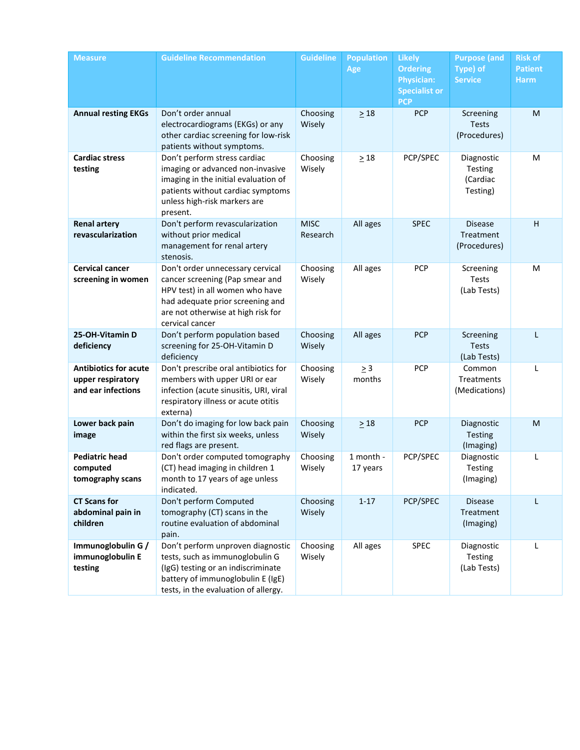| Measure | Guideline Recommendation | Guideline | Population Age | Likely Ordering Physician: Specialist or PCP | Purpose (and Type) of Service | Risk of Patient Harm |
| --- | --- | --- | --- | --- | --- | --- |
| **Annual resting EKGs** | Don't order annual electrocardiograms (EKGs) or any other cardiac screening for low-risk patients without symptoms. | Choosing Wisely | $\geq$ 18 | PCP | Screening Tests (Procedures) | M |
| **Cardiac stress testing** | Don't perform stress cardiac imaging or advanced non-invasive imaging in the initial evaluation of patients without cardiac symptoms unless high-risk markers are present. | Choosing Wisely | $\geq$ 18 | PCP/SPEC | Diagnostic Testing (Cardiac Testing) | M |
| **Renal artery revascularization** | Don't perform revascularization without prior medical management for renal artery stenosis. | MISC Research | All ages | SPEC | Disease Treatment (Procedures) | H |
| **Cervical cancer screening in women** | Don't order unnecessary cervical cancer screening (Pap smear and HPV test) in all women who have had adequate prior screening and are not otherwise at high risk for cervical cancer | Choosing Wisely | All ages | PCP | Screening Tests (Lab Tests) | M |
| **25-OH-Vitamin D deficiency** | Don't perform population based screening for 25-OH-Vitamin D deficiency | Choosing Wisely | All ages | PCP | Screening Tests (Lab Tests) | L |
| **Antibiotics for acute upper respiratory and ear infections** | Don't prescribe oral antibiotics for members with upper URI or ear infection (acute sinusitis, URI, viral respiratory illness or acute otitis externa) | Choosing Wisely | $\geq$ 3 months | PCP | Common Treatments (Medications) | L |
| **Lower back pain image** | Don't do imaging for low back pain within the first six weeks, unless red flags are present. | Choosing Wisely | $\geq$ 18 | PCP | Diagnostic Testing (Imaging) | M |
| **Pediatric head computed tomography scans** | Don't order computed tomography (CT) head imaging in children 1 month to 17 years of age unless indicated. | Choosing Wisely | 1 month - 17 years | PCP/SPEC | Diagnostic Testing (Imaging) | L |
| **CT Scans for abdominal pain in children** | Don't perform Computed tomography (CT) scans in the routine evaluation of abdominal pain. | Choosing Wisely | 1-17 | PCP/SPEC | Disease Treatment (Imaging) | L |
| **Immunoglobulin G / immunoglobulin E testing** | Don't perform unproven diagnostic tests, such as immunoglobulin G (IgG) testing or an indiscriminate battery of immunoglobulin E (IgE) tests, in the evaluation of allergy. | Choosing Wisely | All ages | SPEC | Diagnostic Testing (Lab Tests) | L |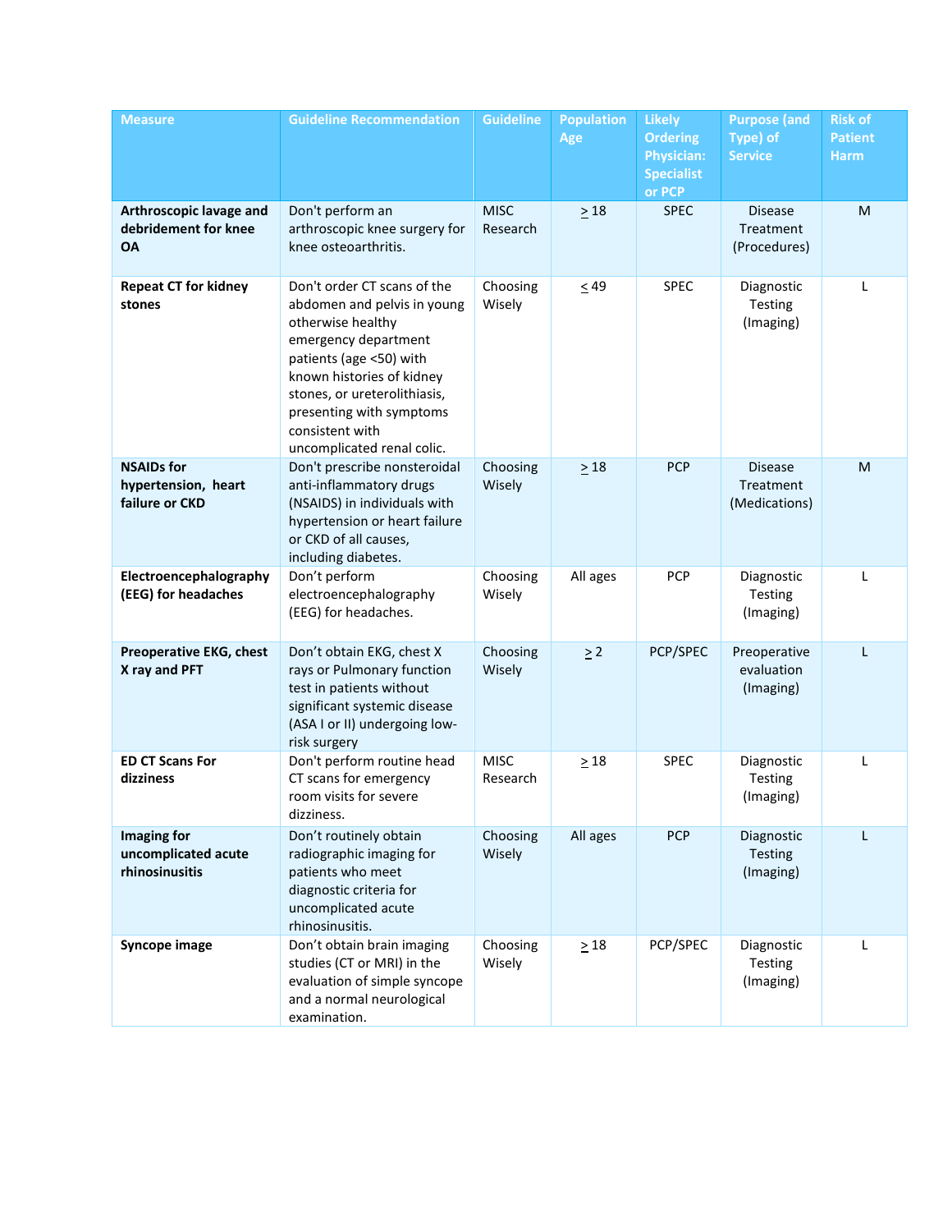| Measure | Guideline Recommendation | Guideline | Population Age | Likely Ordering Physician: Specialist or PCP | Purpose (and Type) of Service | Risk of Patient Harm |
|---|---|---|---|---|---|---|
| **Arthroscopic lavage and debridement for knee OA** | Don't perform an arthroscopic knee surgery for knee osteoarthritis. | MISC Research | $\geq$ 18 | SPEC | Disease Treatment (Procedures) | M |
| **Repeat CT for kidney stones** | Don't order CT scans of the abdomen and pelvis in young otherwise healthy emergency department patients (age <50) with known histories of kidney stones, or ureterolithiasis, presenting with symptoms consistent with uncomplicated renal colic. | Choosing Wisely | $\leq$ 49 | SPEC | Diagnostic Testing (Imaging) | L |
| **NSAIDs for hypertension, heart failure or CKD** | Don't prescribe nonsteroidal anti-inflammatory drugs (NSAIDS) in individuals with hypertension or heart failure or CKD of all causes, including diabetes. | Choosing Wisely | $\geq$ 18 | PCP | Disease Treatment (Medications) | M |
| **Electroencephalography (EEG) for headaches** | Don't perform electroencephalography (EEG) for headaches. | Choosing Wisely | All ages | PCP | Diagnostic Testing (Imaging) | L |
| **Preoperative EKG, chest X ray and PFT** | Don't obtain EKG, chest X rays or Pulmonary function test in patients without significant systemic disease (ASA I or II) undergoing low-risk surgery | Choosing Wisely | $\geq$ 2 | PCP/SPEC | Preoperative evaluation (Imaging) | L |
| **ED CT Scans For dizziness** | Don't perform routine head CT scans for emergency room visits for severe dizziness. | MISC Research | $\geq$ 18 | SPEC | Diagnostic Testing (Imaging) | L |
| **Imaging for uncomplicated acute rhinosinusitis** | Don't routinely obtain radiographic imaging for patients who meet diagnostic criteria for uncomplicated acute rhinosinusitis. | Choosing Wisely | All ages | PCP | Diagnostic Testing (Imaging) | L |
| **Syncope image** | Don't obtain brain imaging studies (CT or MRI) in the evaluation of simple syncope and a normal neurological examination. | Choosing Wisely | $\geq$ 18 | PCP/SPEC | Diagnostic Testing (Imaging) | L |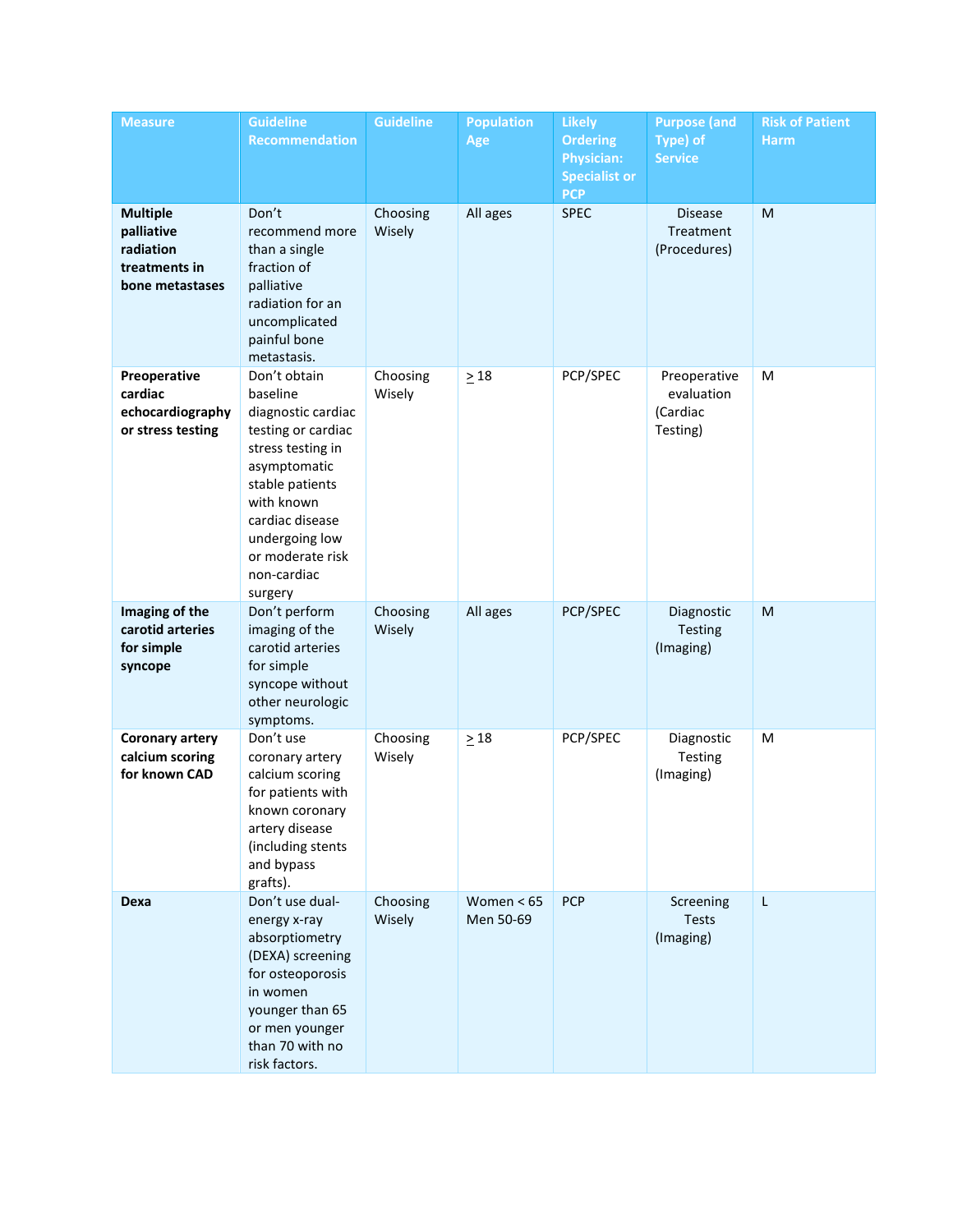| Measure | Guideline Recommendation | Guideline | Population Age | Likely Ordering Physician: Specialist or PCP | Purpose (and Type) of Service | Risk of Patient Harm |
|---|---|---|---|---|---|---|
| **Multiple palliative radiation treatments in bone metastases** | Don't recommend more than a single fraction of palliative radiation for an uncomplicated painful bone metastasis. | Choosing Wisely | All ages | SPEC | Disease Treatment (Procedures) | M |
| **Preoperative cardiac echocardiography or stress testing** | Don't obtain baseline diagnostic cardiac testing or cardiac stress testing in asymptomatic stable patients with known cardiac disease undergoing low or moderate risk non-cardiac surgery | Choosing Wisely | $\geq$ 18 | PCP/SPEC | Preoperative evaluation (Cardiac Testing) | M |
| **Imaging of the carotid arteries for simple syncope** | Don't perform imaging of the carotid arteries for simple syncope without other neurologic symptoms. | Choosing Wisely | All ages | PCP/SPEC | Diagnostic Testing (Imaging) | M |
| **Coronary artery calcium scoring for known CAD** | Don't use coronary artery calcium scoring for patients with known coronary artery disease (including stents and bypass grafts). | Choosing Wisely | $\geq$ 18 | PCP/SPEC | Diagnostic Testing (Imaging) | M |
| **Dexa** | Don't use dual-energy x-ray absorptiometry (DEXA) screening for osteoporosis in women younger than 65 or men younger than 70 with no risk factors. | Choosing Wisely | Women < 65 Men 50-69 | PCP | Screening Tests (Imaging) | L |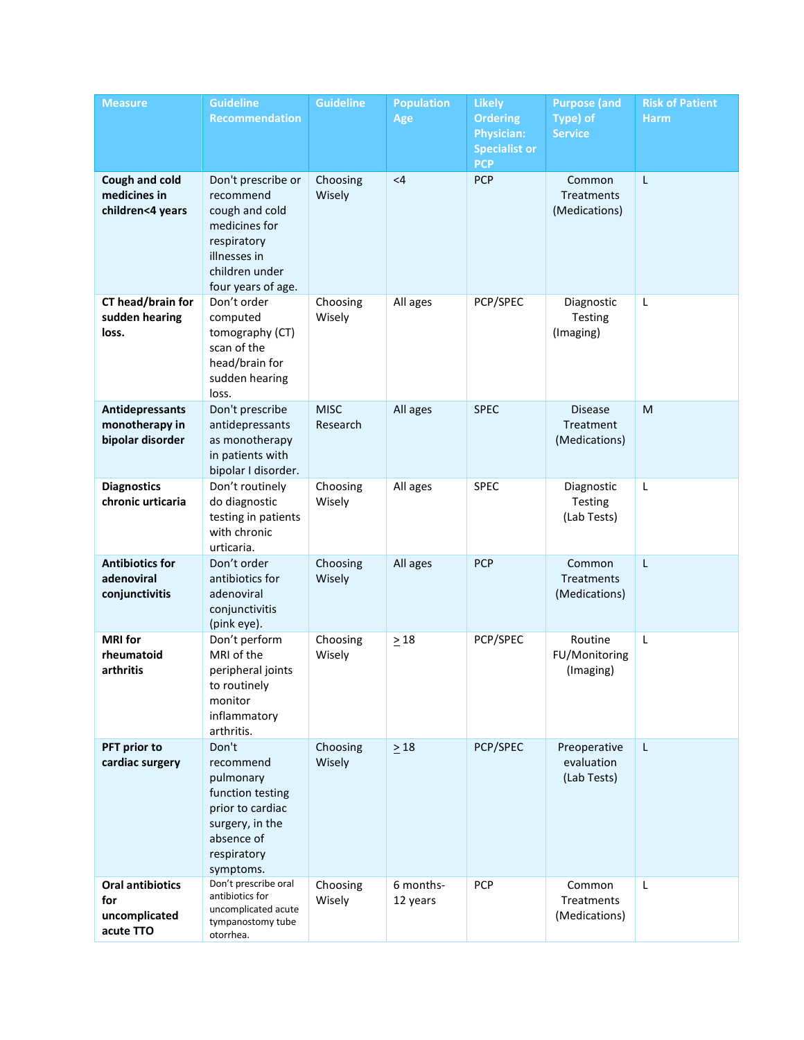| Measure | Guideline Recommendation | Guideline | Population Age | Likely Ordering Physician: Specialist or PCP | Purpose (and Type) of Service | Risk of Patient Harm |
| --- | --- | --- | --- | --- | --- | --- |
| **Cough and cold medicines in children<4 years** | Don't prescribe or recommend cough and cold medicines for respiratory illnesses in children under four years of age. | Choosing Wisely | <4 | PCP | Common Treatments (Medications) | L |
| **CT head/brain for sudden hearing loss.** | Don't order computed tomography (CT) scan of the head/brain for sudden hearing loss. | Choosing Wisely | All ages | PCP/SPEC | Diagnostic Testing (Imaging) | L |
| **Antidepressants monotherapy in bipolar disorder** | Don't prescribe antidepressants as monotherapy in patients with bipolar I disorder. | MISC Research | All ages | SPEC | Disease Treatment (Medications) | M |
| **Diagnostics chronic urticaria** | Don't routinely do diagnostic testing in patients with chronic urticaria. | Choosing Wisely | All ages | SPEC | Diagnostic Testing (Lab Tests) | L |
| **Antibiotics for adenoviral conjunctivitis** | Don't order antibiotics for adenoviral conjunctivitis (pink eye). | Choosing Wisely | All ages | PCP | Common Treatments (Medications) | L |
| **MRI for rheumatoid arthritis** | Don't perform MRI of the peripheral joints to routinely monitor inflammatory arthritis. | Choosing Wisely | $\geq$ 18 | PCP/SPEC | Routine FU/Monitoring (Imaging) | L |
| **PFT prior to cardiac surgery** | Don't recommend pulmonary function testing prior to cardiac surgery, in the absence of respiratory symptoms. | Choosing Wisely | $\geq$ 18 | PCP/SPEC | Preoperative evaluation (Lab Tests) | L |
| **Oral antibiotics for uncomplicated acute TTO** | Don't prescribe oral antibiotics for uncomplicated acute tympanostomy tube otorrhea. | Choosing Wisely | 6 months-12 years | PCP | Common Treatments (Medications) | L |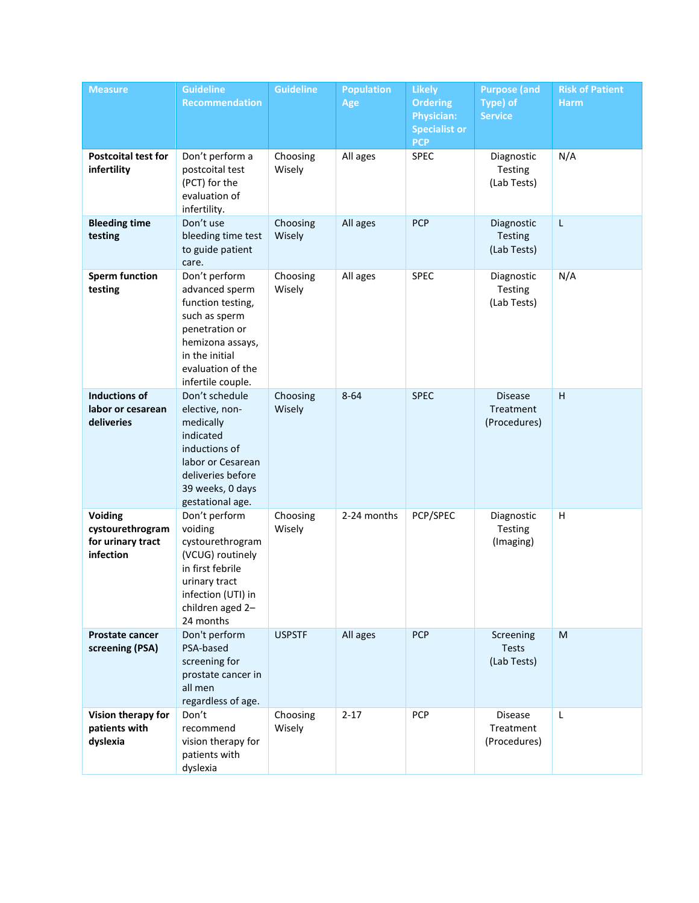| Measure | Guideline Recommendation | Guideline | Population Age | Likely Ordering Physician: Specialist or PCP | Purpose (and Type) of Service | Risk of Patient Harm |
|---|---|---|---|---|---|---|
| **Postcoital test for infertility** | Don't perform a postcoital test (PCT) for the evaluation of infertility. | Choosing Wisely | All ages | SPEC | Diagnostic Testing (Lab Tests) | N/A |
| **Bleeding time testing** | Don't use bleeding time test to guide patient care. | Choosing Wisely | All ages | PCP | Diagnostic Testing (Lab Tests) | L |
| **Sperm function testing** | Don't perform advanced sperm function testing, such as sperm penetration or hemizona assays, in the initial evaluation of the infertile couple. | Choosing Wisely | All ages | SPEC | Diagnostic Testing (Lab Tests) | N/A |
| **Inductions of labor or cesarean deliveries** | Don't schedule elective, non-medically indicated inductions of labor or Cesarean deliveries before 39 weeks, 0 days gestational age. | Choosing Wisely | 8-64 | SPEC | Disease Treatment (Procedures) | H |
| **Voiding cystourethrogram for urinary tract infection** | Don't perform voiding cystourethrogram (VCUG) routinely in first febrile urinary tract infection (UTI) in children aged 2–24 months | Choosing Wisely | 2-24 months | PCP/SPEC | Diagnostic Testing (Imaging) | H |
| **Prostate cancer screening (PSA)** | Don't perform PSA-based screening for prostate cancer in all men regardless of age. | USPSTF | All ages | PCP | Screening Tests (Lab Tests) | M |
| **Vision therapy for patients with dyslexia** | Don't recommend vision therapy for patients with dyslexia | Choosing Wisely | 2-17 | PCP | Disease Treatment (Procedures) | L |